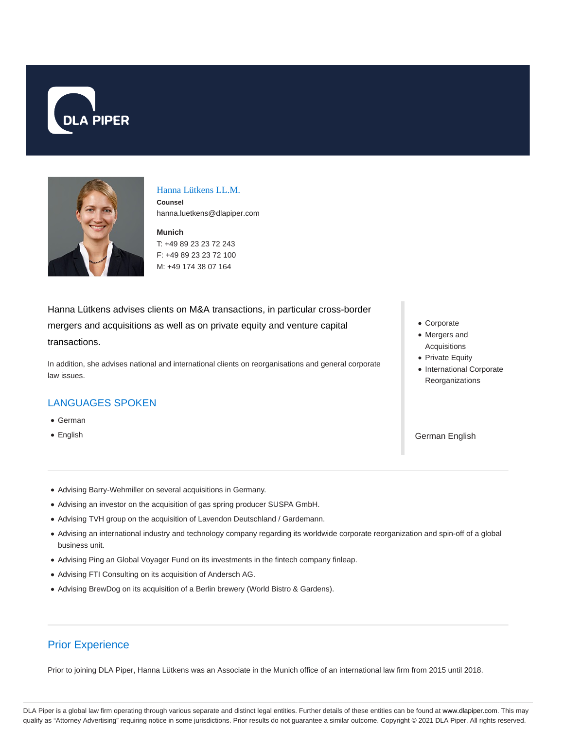# Hanna Lütkens LL.M.

**Counsel**

hanna.luetkens@dlapiper.com

**Munich**

T: +49 89 23 23 72 243

F: +49 89 23 23 72 100

M: +49 174 38 07 164

Hanna Lütkens advises clients on M&A transactions, in particular cross-border mergers and acquisitions as well as on private equity and venture capital transactions.

In addition, she advises national and international clients on reorganisations and general corporate law issues.

## LANGUAGES SPOKEN

- German
- English

- Corporate
- Mergers and Acquisitions
- Private Equity
- International Corporate Reorganizations

German English

- Advising Barry-Wehmiller on several acquisitions in Germany.
- Advising an investor on the acquisition of gas spring producer SUSPA GmbH.
- Advising TVH group on the acquisition of Lavendon Deutschland / Gardemann.
- Advising an international industry and technology company regarding its worldwide corporate reorganization and spin-off of a global business unit.
- Advising Ping an Global Voyager Fund on its investments in the fintech company finleap.
- Advising FTI Consulting on its acquisition of Andersch AG.
- Advising BrewDog on its acquisition of a Berlin brewery (World Bistro & Gardens).

## Prior Experience

Prior to joining DLA Piper, Hanna Lütkens was an Associate in the Munich office of an international law firm from 2015 until 2018.

DLA Piper is a global law firm operating through various separate and distinct legal entities. Further details of these entities can be found at www.dlapiper.com. This may qualify as "Attorney Advertising" requiring notice in some jurisdictions. Prior results do not guarantee a similar outcome. Copyright © 2021 DLA Piper. All rights reserved.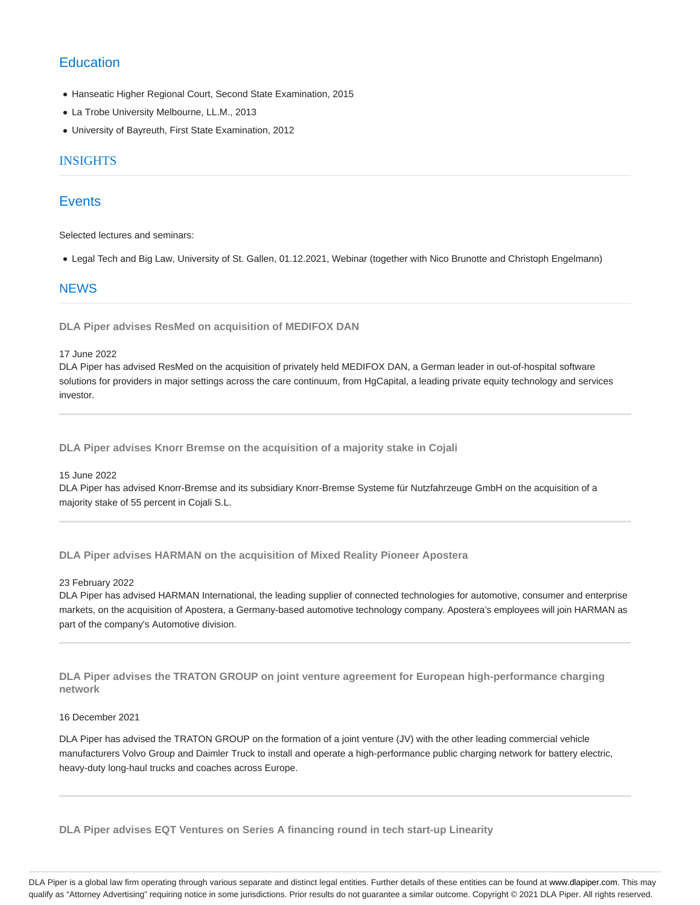## Education

- Hanseatic Higher Regional Court, Second State Examination, 2015
- La Trobe University Melbourne, LL.M., 2013
- University of Bayreuth, First State Examination, 2012

## INSIGHTS

## Events

Selected lectures and seminars:

- Legal Tech and Big Law, University of St. Gallen, 01.12.2021, Webinar (together with Nico Brunotte and Christoph Engelmann)

## NEWS

**DLA Piper advises ResMed on acquisition of MEDIFOX DAN**

17 June 2022
DLA Piper has advised ResMed on the acquisition of privately held MEDIFOX DAN, a German leader in out-of-hospital software solutions for providers in major settings across the care continuum, from HgCapital, a leading private equity technology and services investor.

---

**DLA Piper advises Knorr Bremse on the acquisition of a majority stake in Cojali**

15 June 2022
DLA Piper has advised Knorr-Bremse and its subsidiary Knorr-Bremse Systeme für Nutzfahrzeuge GmbH on the acquisition of a majority stake of 55 percent in Cojali S.L.

---

**DLA Piper advises HARMAN on the acquisition of Mixed Reality Pioneer Apostera**

23 February 2022
DLA Piper has advised HARMAN International, the leading supplier of connected technologies for automotive, consumer and enterprise markets, on the acquisition of Apostera, a Germany-based automotive technology company. Apostera's employees will join HARMAN as part of the company's Automotive division.

---

**DLA Piper advises the TRATON GROUP on joint venture agreement for European high-performance charging network**

16 December 2021

DLA Piper has advised the TRATON GROUP on the formation of a joint venture (JV) with the other leading commercial vehicle manufacturers Volvo Group and Daimler Truck to install and operate a high-performance public charging network for battery electric, heavy-duty long-haul trucks and coaches across Europe.

---

**DLA Piper advises EQT Ventures on Series A financing round in tech start-up Linearity**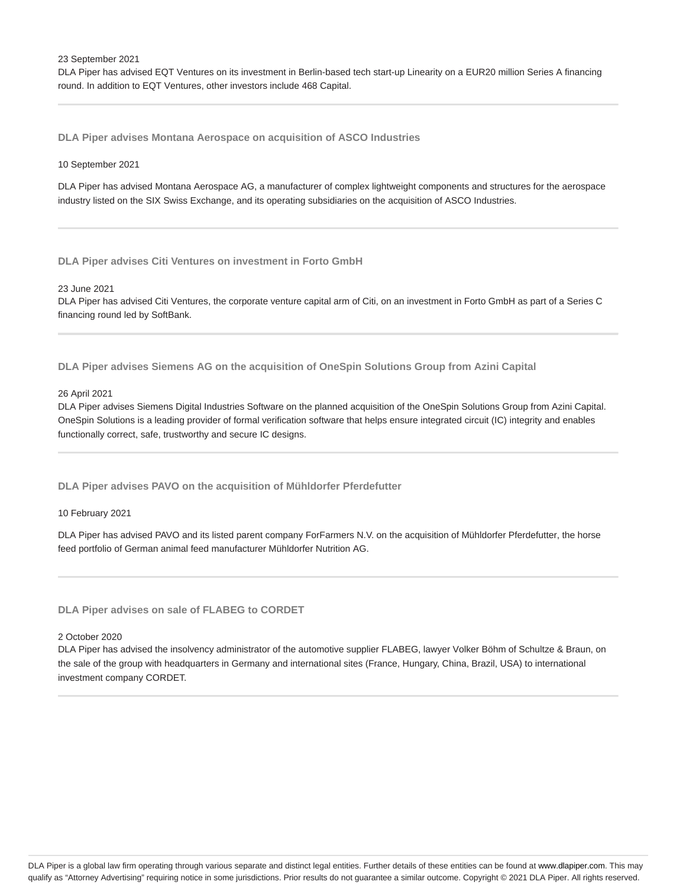23 September 2021

DLA Piper has advised EQT Ventures on its investment in Berlin-based tech start-up Linearity on a EUR20 million Series A financing round. In addition to EQT Ventures, other investors include 468 Capital.

---

### DLA Piper advises Montana Aerospace on acquisition of ASCO Industries

10 September 2021

DLA Piper has advised Montana Aerospace AG, a manufacturer of complex lightweight components and structures for the aerospace industry listed on the SIX Swiss Exchange, and its operating subsidiaries on the acquisition of ASCO Industries.

---

### DLA Piper advises Citi Ventures on investment in Forto GmbH

23 June 2021

DLA Piper has advised Citi Ventures, the corporate venture capital arm of Citi, on an investment in Forto GmbH as part of a Series C financing round led by SoftBank.

---

### DLA Piper advises Siemens AG on the acquisition of OneSpin Solutions Group from Azini Capital

26 April 2021

DLA Piper advises Siemens Digital Industries Software on the planned acquisition of the OneSpin Solutions Group from Azini Capital. OneSpin Solutions is a leading provider of formal verification software that helps ensure integrated circuit (IC) integrity and enables functionally correct, safe, trustworthy and secure IC designs.

---

### DLA Piper advises PAVO on the acquisition of Mühldorfer Pferdefutter

10 February 2021

DLA Piper has advised PAVO and its listed parent company ForFarmers N.V. on the acquisition of Mühldorfer Pferdefutter, the horse feed portfolio of German animal feed manufacturer Mühldorfer Nutrition AG.

---

### DLA Piper advises on sale of FLABEG to CORDET

2 October 2020

DLA Piper has advised the insolvency administrator of the automotive supplier FLABEG, lawyer Volker Böhm of Schultze & Braun, on the sale of the group with headquarters in Germany and international sites (France, Hungary, China, Brazil, USA) to international investment company CORDET.

---

DLA Piper is a global law firm operating through various separate and distinct legal entities. Further details of these entities can be found at www.dlapiper.com. This may qualify as "Attorney Advertising" requiring notice in some jurisdictions. Prior results do not guarantee a similar outcome. Copyright © 2021 DLA Piper. All rights reserved.